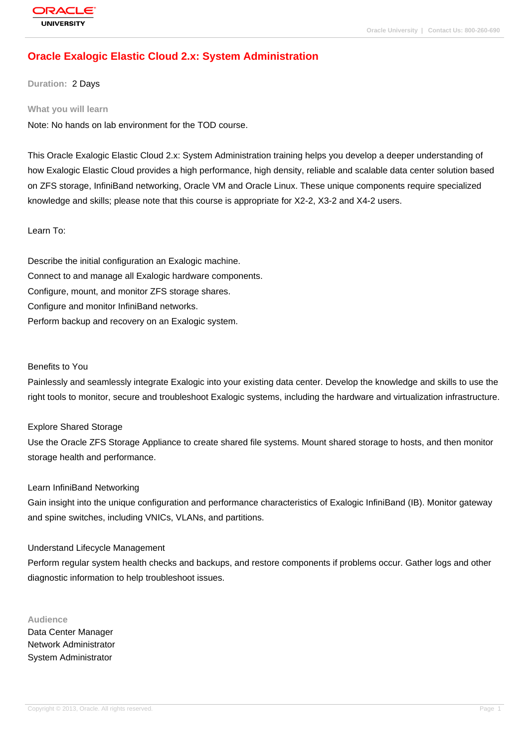# Oracle Exalogic Elastic Cloud 2.x: System Administration

**Duration:** 2 Days

### What you will learn

Note: No hands on lab environment for the TOD course.

This Oracle Exalogic Elastic Cloud 2.x: System Administration training helps you develop a deeper understanding of how Exalogic Elastic Cloud provides a high performance, high density, reliable and scalable data center solution based on ZFS storage, InfiniBand networking, Oracle VM and Oracle Linux. These unique components require specialized knowledge and skills; please note that this course is appropriate for X2-2, X3-2 and X4-2 users.

Learn To:

Describe the initial configuration an Exalogic machine.
Connect to and manage all Exalogic hardware components.
Configure, mount, and monitor ZFS storage shares.
Configure and monitor InfiniBand networks.
Perform backup and recovery on an Exalogic system.

Benefits to You
Painlessly and seamlessly integrate Exalogic into your existing data center. Develop the knowledge and skills to use the right tools to monitor, secure and troubleshoot Exalogic systems, including the hardware and virtualization infrastructure.

Explore Shared Storage
Use the Oracle ZFS Storage Appliance to create shared file systems. Mount shared storage to hosts, and then monitor storage health and performance.

Learn InfiniBand Networking
Gain insight into the unique configuration and performance characteristics of Exalogic InfiniBand (IB). Monitor gateway and spine switches, including VNICs, VLANs, and partitions.

Understand Lifecycle Management
Perform regular system health checks and backups, and restore components if problems occur. Gather logs and other diagnostic information to help troubleshoot issues.

### Audience

Data Center Manager
Network Administrator
System Administrator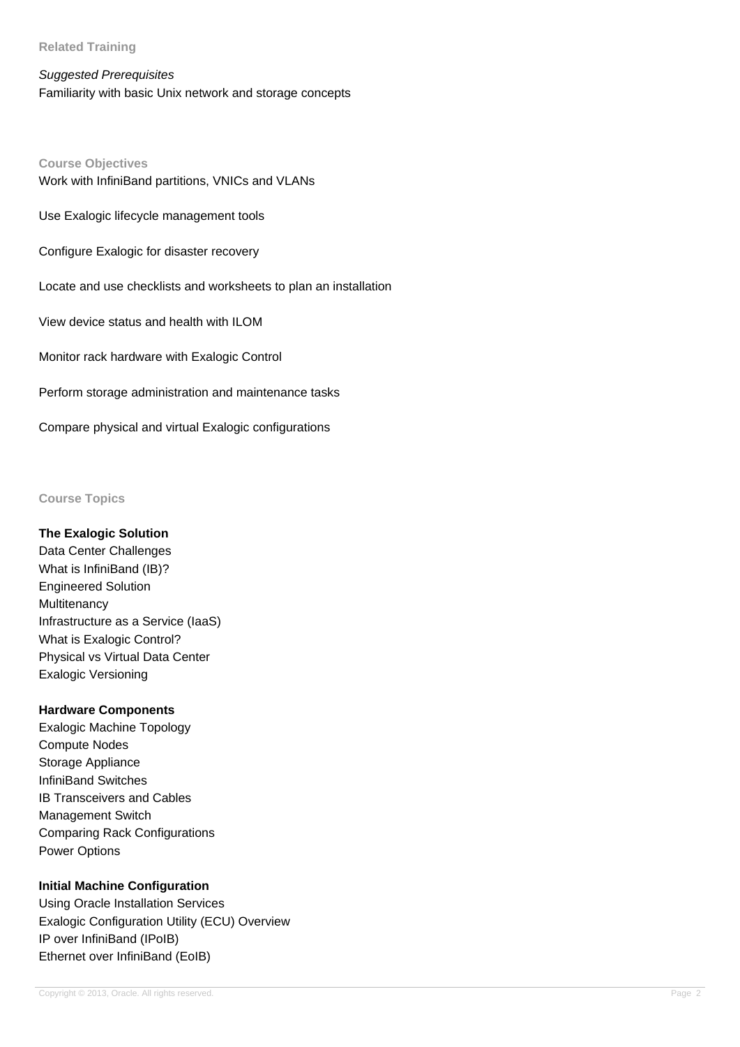## Related Training

*Suggested Prerequisites*

Familiarity with basic Unix network and storage concepts

## Course Objectives

Work with InfiniBand partitions, VNICs and VLANs

Use Exalogic lifecycle management tools

Configure Exalogic for disaster recovery

Locate and use checklists and worksheets to plan an installation

View device status and health with ILOM

Monitor rack hardware with Exalogic Control

Perform storage administration and maintenance tasks

Compare physical and virtual Exalogic configurations

## Course Topics

**The Exalogic Solution**

Data Center Challenges
What is InfiniBand (IB)?
Engineered Solution
Multitenancy
Infrastructure as a Service (IaaS)
What is Exalogic Control?
Physical vs Virtual Data Center
Exalogic Versioning

**Hardware Components**

Exalogic Machine Topology
Compute Nodes
Storage Appliance
InfiniBand Switches
IB Transceivers and Cables
Management Switch
Comparing Rack Configurations
Power Options

**Initial Machine Configuration**

Using Oracle Installation Services
Exalogic Configuration Utility (ECU) Overview
IP over InfiniBand (IPoIB)
Ethernet over InfiniBand (EoIB)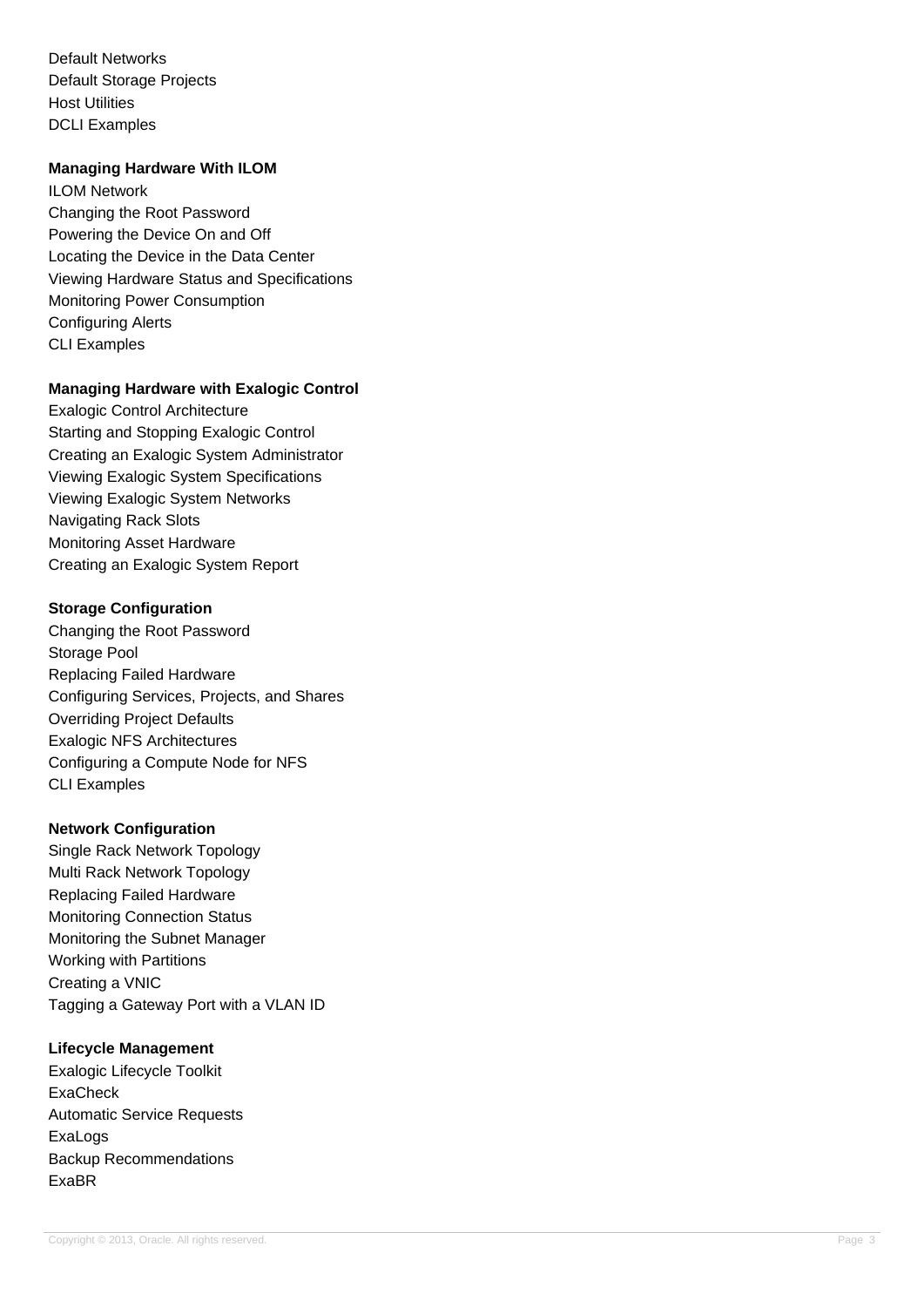Default Networks
Default Storage Projects
Host Utilities
DCLI Examples

**Managing Hardware With ILOM**

ILOM Network
Changing the Root Password
Powering the Device On and Off
Locating the Device in the Data Center
Viewing Hardware Status and Specifications
Monitoring Power Consumption
Configuring Alerts
CLI Examples

**Managing Hardware with Exalogic Control**

Exalogic Control Architecture
Starting and Stopping Exalogic Control
Creating an Exalogic System Administrator
Viewing Exalogic System Specifications
Viewing Exalogic System Networks
Navigating Rack Slots
Monitoring Asset Hardware
Creating an Exalogic System Report

**Storage Configuration**

Changing the Root Password
Storage Pool
Replacing Failed Hardware
Configuring Services, Projects, and Shares
Overriding Project Defaults
Exalogic NFS Architectures
Configuring a Compute Node for NFS
CLI Examples

**Network Configuration**

Single Rack Network Topology
Multi Rack Network Topology
Replacing Failed Hardware
Monitoring Connection Status
Monitoring the Subnet Manager
Working with Partitions
Creating a VNIC
Tagging a Gateway Port with a VLAN ID

**Lifecycle Management**

Exalogic Lifecycle Toolkit
ExaCheck
Automatic Service Requests
ExaLogs
Backup Recommendations
ExaBR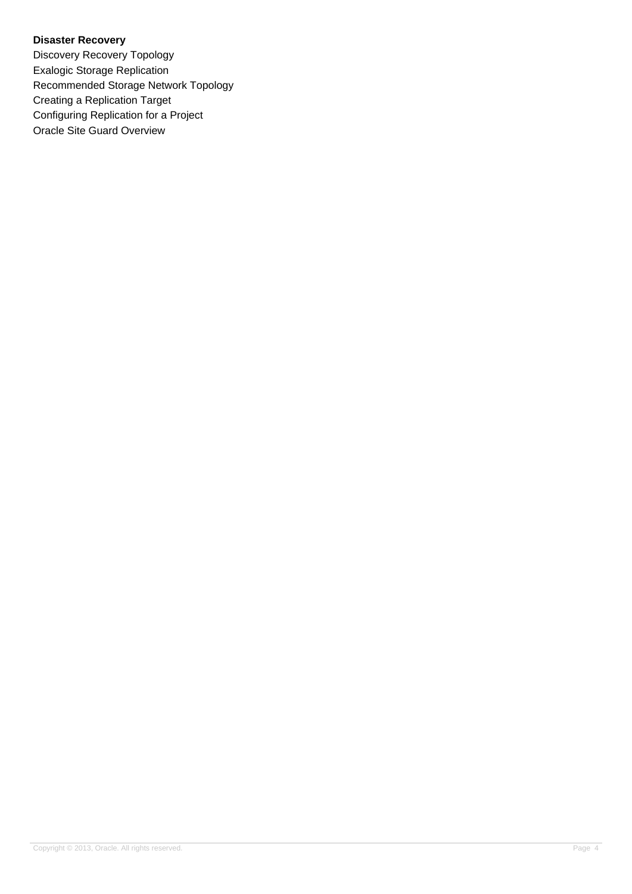**Disaster Recovery**

Discovery Recovery Topology
Exalogic Storage Replication
Recommended Storage Network Topology
Creating a Replication Target
Configuring Replication for a Project
Oracle Site Guard Overview